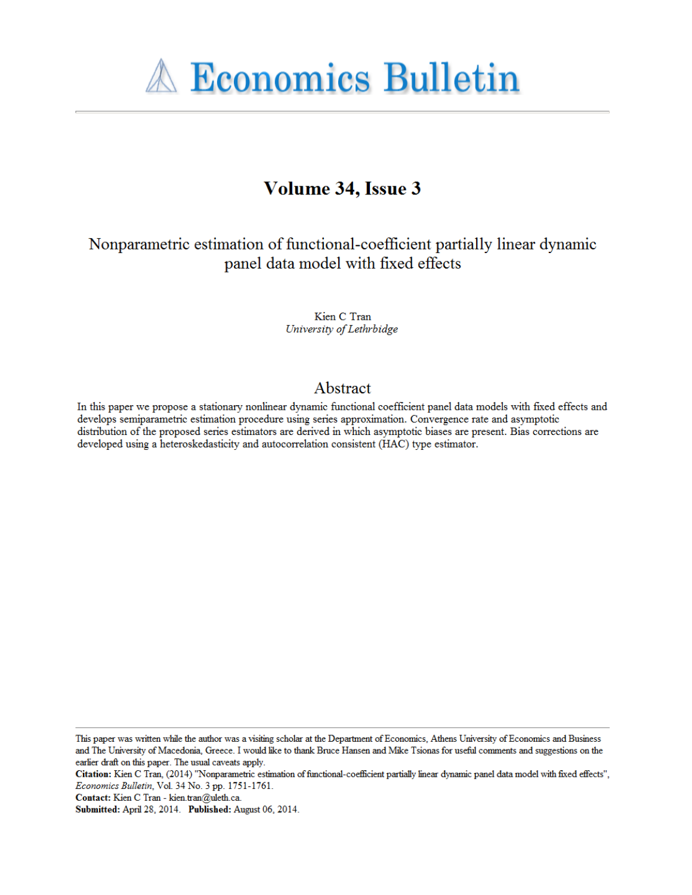# Economics Bulletin

## Volume 34, Issue 3

### Nonparametric estimation of functional-coefficient partially linear dynamic panel data model with fixed effects

Kien C Tran
*University of Lethrbidge*

## Abstract

In this paper we propose a stationary nonlinear dynamic functional coefficient panel data models with fixed effects and develops semiparametric estimation procedure using series approximation. Convergence rate and asymptotic distribution of the proposed series estimators are derived in which asymptotic biases are present. Bias corrections are developed using a heteroskedasticity and autocorrelation consistent (HAC) type estimator.

---

This paper was written while the author was a visiting scholar at the Department of Economics, Athens University of Economics and Business and The University of Macedonia, Greece. I would like to thank Bruce Hansen and Mike Tsionas for useful comments and suggestions on the earlier draft on this paper. The usual caveats apply.

**Citation:** Kien C Tran, (2014) "Nonparametric estimation of functional-coefficient partially linear dynamic panel data model with fixed effects", *Economics Bulletin*, Vol. 34 No. 3 pp. 1751-1761.

**Contact:** Kien C Tran - kien.tran@uleth.ca.

**Submitted:** April 28, 2014. **Published:** August 06, 2014.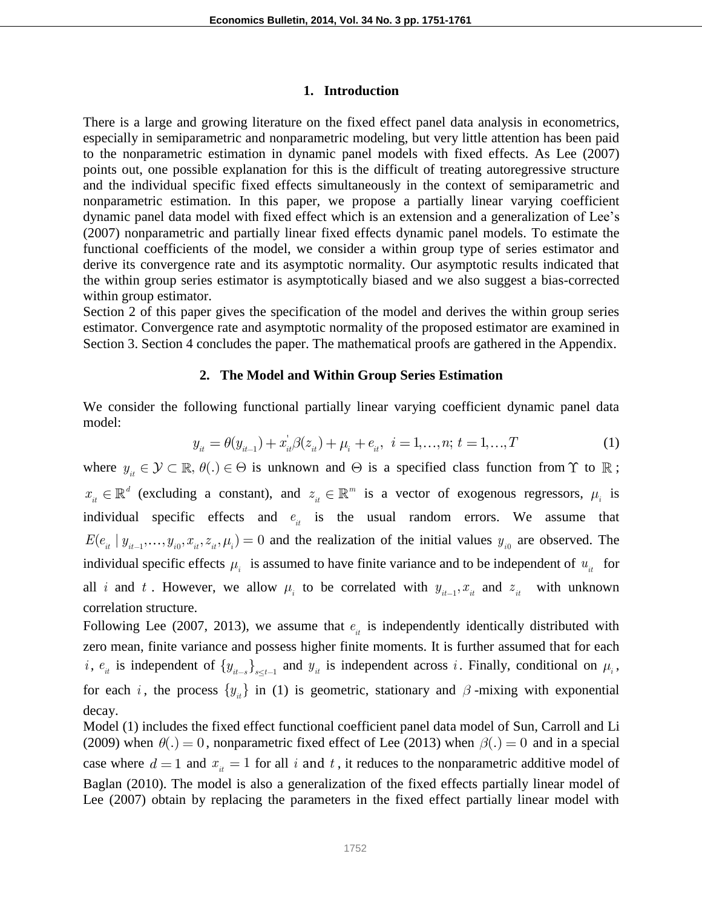## 1. Introduction

There is a large and growing literature on the fixed effect panel data analysis in econometrics, especially in semiparametric and nonparametric modeling, but very little attention has been paid to the nonparametric estimation in dynamic panel models with fixed effects. As Lee (2007) points out, one possible explanation for this is the difficult of treating autoregressive structure and the individual specific fixed effects simultaneously in the context of semiparametric and nonparametric estimation. In this paper, we propose a partially linear varying coefficient dynamic panel data model with fixed effect which is an extension and a generalization of Lee's (2007) nonparametric and partially linear fixed effects dynamic panel models. To estimate the functional coefficients of the model, we consider a within group type of series estimator and derive its convergence rate and its asymptotic normality. Our asymptotic results indicated that the within group series estimator is asymptotically biased and we also suggest a bias-corrected within group estimator.

Section 2 of this paper gives the specification of the model and derives the within group series estimator. Convergence rate and asymptotic normality of the proposed estimator are examined in Section 3. Section 4 concludes the paper. The mathematical proofs are gathered in the Appendix.

## 2. The Model and Within Group Series Estimation

We consider the following functional partially linear varying coefficient dynamic panel data model:

$$y_{it} = \theta(y_{it-1}) + x_{it}^{'}\beta(z_{it}) + \mu_i + e_{it},\ \ i = 1,\ldots,n;\ t = 1,\ldots,T \tag{1}$$

where $y_{it} \in \mathcal{Y} \subset \mathbb{R}$, $\theta(.) \in \Theta$ is unknown and $\Theta$ is a specified class function from $\Upsilon$ to $\mathbb{R}$; $x_{it} \in \mathbb{R}^d$ (excluding a constant), and $z_{it} \in \mathbb{R}^m$ is a vector of exogenous regressors, $\mu_i$ is individual specific effects and $e_{it}$ is the usual random errors. We assume that $E(e_{it} \mid y_{it-1},\ldots,y_{i0},x_{it},z_{it},\mu_i) = 0$ and the realization of the initial values $y_{i0}$ are observed. The individual specific effects $\mu_i$ is assumed to have finite variance and to be independent of $u_{it}$ for all $i$ and $t$. However, we allow $\mu_i$ to be correlated with $y_{it-1}, x_{it}$ and $z_{it}$ with unknown correlation structure.

Following Lee (2007, 2013), we assume that $e_{it}$ is independently identically distributed with zero mean, finite variance and possess higher finite moments. It is further assumed that for each $i$, $e_{it}$ is independent of $\{y_{it-s}\}_{s\leq t-1}$ and $y_{it}$ is independent across $i$. Finally, conditional on $\mu_i$, for each $i$, the process $\{y_{it}\}$ in (1) is geometric, stationary and $\beta$-mixing with exponential decay.

Model (1) includes the fixed effect functional coefficient panel data model of Sun, Carroll and Li (2009) when $\theta(.) = 0$, nonparametric fixed effect of Lee (2013) when $\beta(.) = 0$ and in a special case where $d = 1$ and $x_{it} = 1$ for all $i$ and $t$, it reduces to the nonparametric additive model of Baglan (2010). The model is also a generalization of the fixed effects partially linear model of Lee (2007) obtain by replacing the parameters in the fixed effect partially linear model with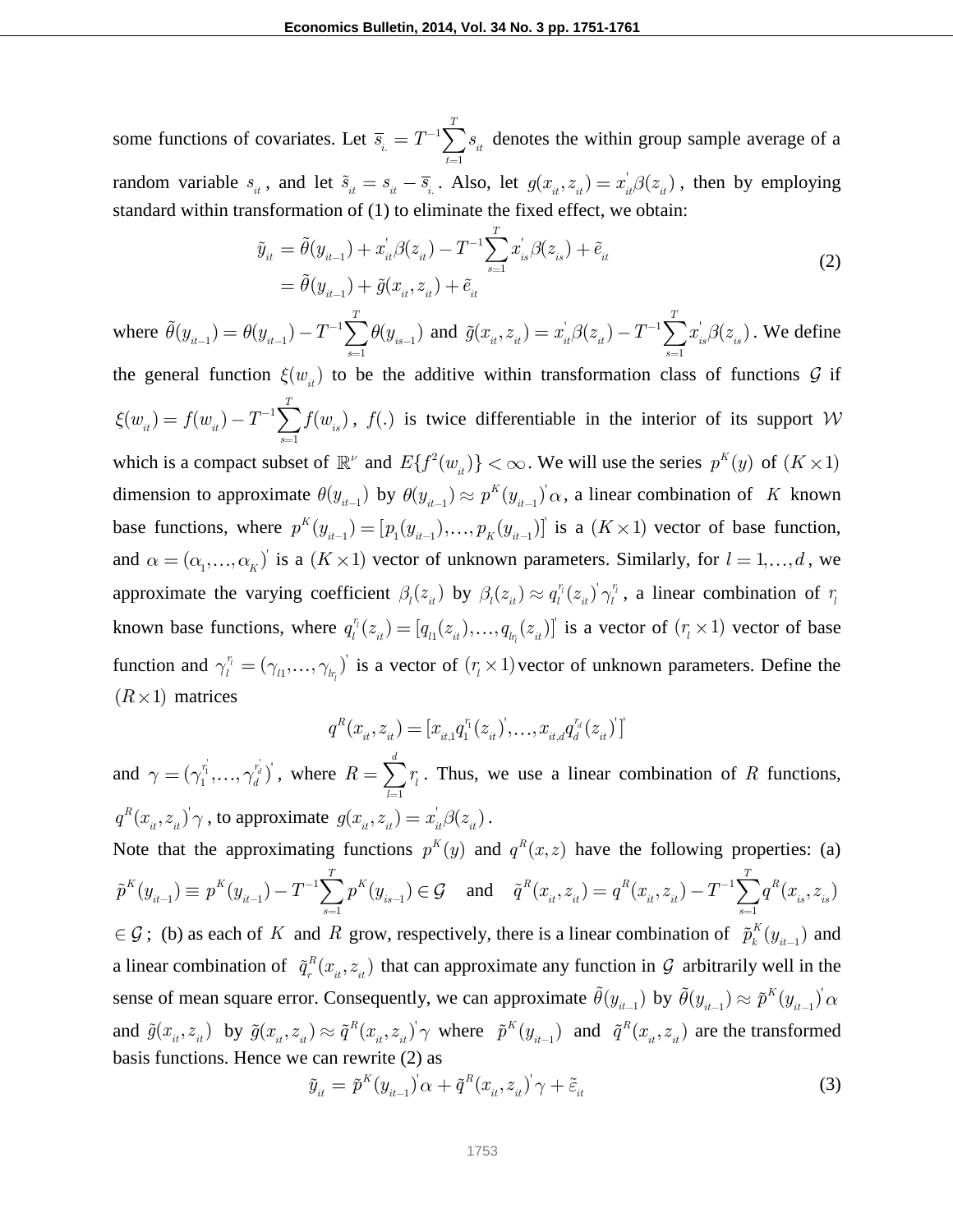some functions of covariates. Let $\bar{s}_{i.} = T^{-1}\sum_{t=1}^{T} s_{it}$ denotes the within group sample average of a random variable $s_{it}$, and let $\tilde{s}_{it} = s_{it} - \bar{s}_{i.}$. Also, let $g(x_{it}, z_{it}) = x_{it}^{'}\beta(z_{it})$, then by employing standard within transformation of (1) to eliminate the fixed effect, we obtain:

$$
\begin{aligned}
\tilde{y}_{it} &= \tilde{\theta}(y_{it-1}) + x_{it}^{'}\beta(z_{it}) - T^{-1}\sum_{s=1}^{T} x_{is}^{'}\beta(z_{is}) + \tilde{e}_{it} \\
&= \tilde{\theta}(y_{it-1}) + \tilde{g}(x_{it}, z_{it}) + \tilde{e}_{it}
\end{aligned}
\tag{2}
$$

where $\tilde{\theta}(y_{it-1}) = \theta(y_{it-1}) - T^{-1}\sum_{s=1}^{T}\theta(y_{is-1})$ and $\tilde{g}(x_{it}, z_{it}) = x_{it}^{'}\beta(z_{it}) - T^{-1}\sum_{s=1}^{T} x_{is}^{'}\beta(z_{is})$. We define the general function $\xi(w_{it})$ to be the additive within transformation class of functions $\mathcal{G}$ if $\xi(w_{it}) = f(w_{it}) - T^{-1}\sum_{s=1}^{T} f(w_{is})$, $f(.)$ is twice differentiable in the interior of its support $\mathcal{W}$ which is a compact subset of $\mathbb{R}^{\nu}$ and $E\{f^2(w_{it})\} < \infty$. We will use the series $p^K(y)$ of $(K \times 1)$ dimension to approximate $\theta(y_{it-1})$ by $\theta(y_{it-1}) \approx p^K(y_{it-1})^{'}\alpha$, a linear combination of $K$ known base functions, where $p^K(y_{it-1}) = [p_1(y_{it-1}), \ldots, p_K(y_{it-1})]^{'}$ is a $(K \times 1)$ vector of base function, and $\alpha = (\alpha_1, \ldots, \alpha_K)^{'}$ is a $(K \times 1)$ vector of unknown parameters. Similarly, for $l = 1, \ldots, d$, we approximate the varying coefficient $\beta_l(z_{it})$ by $\beta_l(z_{it}) \approx q_l^{r_l}(z_{it})^{'}\gamma_l^{r_l}$, a linear combination of $r_l$ known base functions, where $q_l^{r_l}(z_{it}) = [q_{l1}(z_{it}), \ldots, q_{lr_l}(z_{it})]^{'}$ is a vector of $(r_l \times 1)$ vector of base function and $\gamma_l^{r_l} = (\gamma_{l1}, \ldots, \gamma_{lr_l})^{'}$ is a vector of $(r_l \times 1)$ vector of unknown parameters. Define the $(R \times 1)$ matrices

$$
q^R(x_{it}, z_{it}) = [x_{it,1}q_1^{r_1}(z_{it})^{'}, \ldots, x_{it,d}q_d^{r_d}(z_{it})^{'}]^{'}
$$

and $\gamma = (\gamma_1^{r_1^{'}}, \ldots, \gamma_d^{r_d^{'}})^{'}$, where $R = \sum_{l=1}^{d} r_l$. Thus, we use a linear combination of $R$ functions, $q^R(x_{it}, z_{it})^{'}\gamma$, to approximate $g(x_{it}, z_{it}) = x_{it}^{'}\beta(z_{it})$.

Note that the approximating functions $p^K(y)$ and $q^R(x,z)$ have the following properties: (a) $\tilde{p}^K(y_{it-1}) \equiv p^K(y_{it-1}) - T^{-1}\sum_{s=1}^{T} p^K(y_{is-1}) \in \mathcal{G}$ and $\tilde{q}^R(x_{it}, z_{it}) = q^R(x_{it}, z_{it}) - T^{-1}\sum_{s=1}^{T} q^R(x_{is}, z_{is}) \in \mathcal{G}$; (b) as each of $K$ and $R$ grow, respectively, there is a linear combination of $\tilde{p}_k^K(y_{it-1})$ and a linear combination of $\tilde{q}_r^R(x_{it}, z_{it})$ that can approximate any function in $\mathcal{G}$ arbitrarily well in the sense of mean square error. Consequently, we can approximate $\tilde{\theta}(y_{it-1})$ by $\tilde{\theta}(y_{it-1}) \approx \tilde{p}^K(y_{it-1})^{'}\alpha$ and $\tilde{g}(x_{it}, z_{it})$ by $\tilde{g}(x_{it}, z_{it}) \approx \tilde{q}^R(x_{it}, z_{it})^{'}\gamma$ where $\tilde{p}^K(y_{it-1})$ and $\tilde{q}^R(x_{it}, z_{it})$ are the transformed basis functions. Hence we can rewrite (2) as

$$
\tilde{y}_{it} = \tilde{p}^K(y_{it-1})^{'}\alpha + \tilde{q}^R(x_{it}, z_{it})^{'}\gamma + \tilde{\varepsilon}_{it}
\tag{3}
$$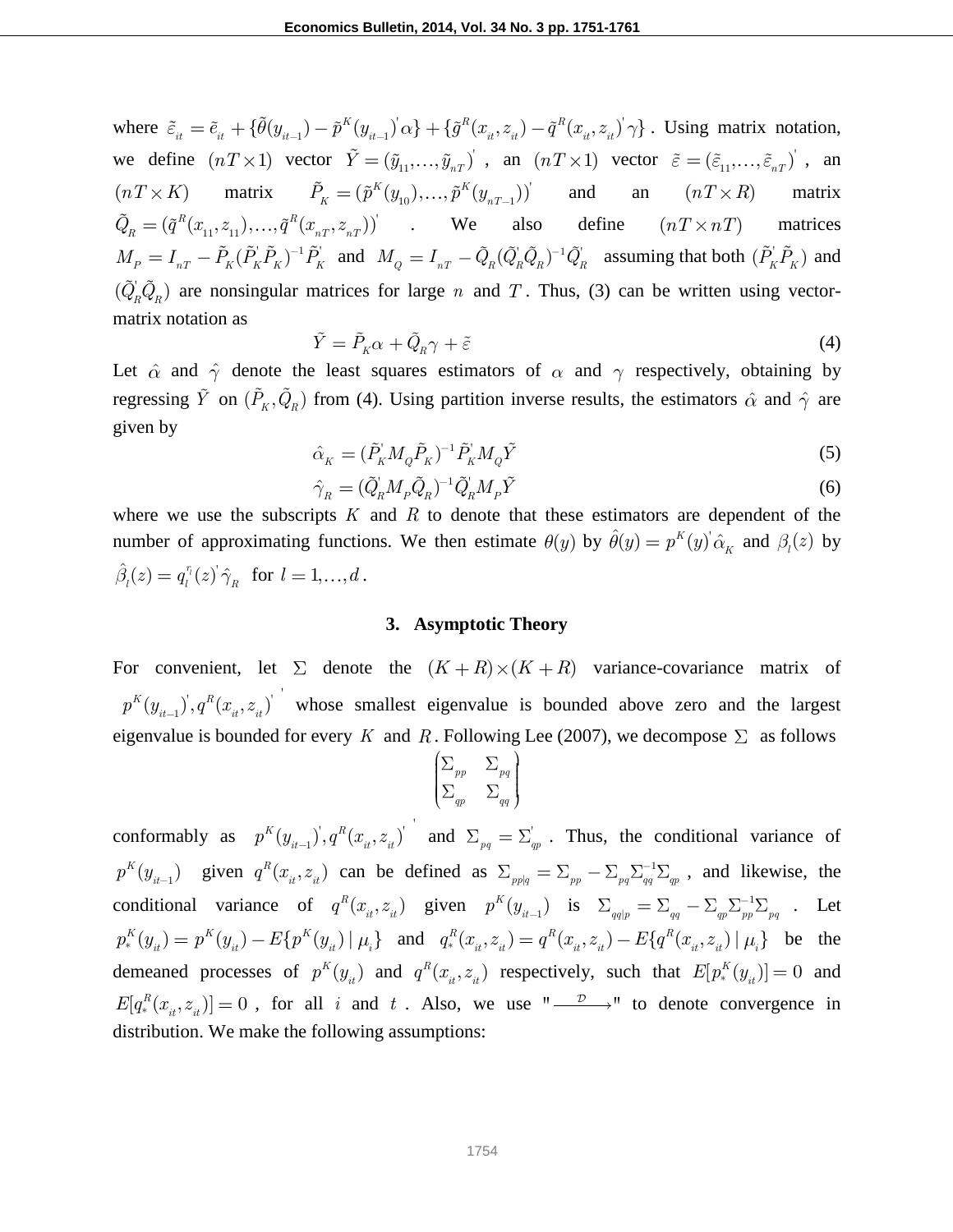where $\tilde{\varepsilon}_{it} = \tilde{e}_{it} + \{\tilde{\theta}(y_{it-1}) - \tilde{p}^K(y_{it-1})^{'}\alpha\} + \{\tilde{g}^R(x_{it}, z_{it}) - \tilde{q}^R(x_{it}, z_{it})^{'}\gamma\}$. Using matrix notation, we define $(nT \times 1)$ vector $\tilde{Y} = (\tilde{y}_{11}, \ldots, \tilde{y}_{nT})^{'}$, an $(nT \times 1)$ vector $\tilde{\varepsilon} = (\tilde{\varepsilon}_{11}, \ldots, \tilde{\varepsilon}_{nT})^{'}$, an $(nT \times K)$ matrix $\tilde{P}_K = (\tilde{p}^K(y_{10}), \ldots, \tilde{p}^K(y_{nT-1}))^{'}$ and an $(nT \times R)$ matrix $\tilde{Q}_R = (\tilde{q}^R(x_{11}, z_{11}), \ldots, \tilde{q}^R(x_{nT}, z_{nT}))^{'}$. We also define $(nT \times nT)$ matrices $M_P = I_{nT} - \tilde{P}_K(\tilde{P}_K^{'}\tilde{P}_K)^{-1}\tilde{P}_K^{'}$ and $M_Q = I_{nT} - \tilde{Q}_R(\tilde{Q}_R^{'}\tilde{Q}_R)^{-1}\tilde{Q}_R^{'}$ assuming that both $(\tilde{P}_K^{'}\tilde{P}_K)$ and $(\tilde{Q}_R^{'}\tilde{Q}_R)$ are nonsingular matrices for large $n$ and $T$. Thus, (3) can be written using vector-matrix notation as

$$\tilde{Y} = \tilde{P}_K\alpha + \tilde{Q}_R\gamma + \tilde{\varepsilon} \tag{4}$$

Let $\hat{\alpha}$ and $\hat{\gamma}$ denote the least squares estimators of $\alpha$ and $\gamma$ respectively, obtaining by regressing $\tilde{Y}$ on $(\tilde{P}_K, \tilde{Q}_R)$ from (4). Using partition inverse results, the estimators $\hat{\alpha}$ and $\hat{\gamma}$ are given by

$$\hat{\alpha}_K = (\tilde{P}_K^{'} M_Q \tilde{P}_K)^{-1}\tilde{P}_K^{'} M_Q \tilde{Y} \tag{5}$$

$$\hat{\gamma}_R = (\tilde{Q}_R^{'} M_P \tilde{Q}_R)^{-1}\tilde{Q}_R^{'} M_P \tilde{Y} \tag{6}$$

where we use the subscripts $K$ and $R$ to denote that these estimators are dependent of the number of approximating functions. We then estimate $\theta(y)$ by $\hat{\theta}(y) = p^K(y)^{'}\hat{\alpha}_K$ and $\beta_l(z)$ by $\hat{\beta}_l(z) = q_l^{r_l}(z)^{'}\hat{\gamma}_R$ for $l = 1, \ldots, d$.

## 3. Asymptotic Theory

For convenient, let $\Sigma$ denote the $(K+R)\times(K+R)$ variance-covariance matrix of $\left(p^K(y_{it-1})^{'}, q^R(x_{it}, z_{it})^{'}\right)^{'}$ whose smallest eigenvalue is bounded above zero and the largest eigenvalue is bounded for every $K$ and $R$. Following Lee (2007), we decompose $\Sigma$ as follows

$$\begin{pmatrix} \Sigma_{pp} & \Sigma_{pq} \\ \Sigma_{qp} & \Sigma_{qq} \end{pmatrix}$$

conformably as $\left(p^K(y_{it-1})^{'}, q^R(x_{it}, z_{it})^{'}\right)^{'}$ and $\Sigma_{pq} = \Sigma_{qp}^{'}$. Thus, the conditional variance of $p^K(y_{it-1})$ given $q^R(x_{it}, z_{it})$ can be defined as $\Sigma_{pp|q} = \Sigma_{pp} - \Sigma_{pq}\Sigma_{qq}^{-1}\Sigma_{qp}$, and likewise, the conditional variance of $q^R(x_{it}, z_{it})$ given $p^K(y_{it-1})$ is $\Sigma_{qq|p} = \Sigma_{qq} - \Sigma_{qp}\Sigma_{pp}^{-1}\Sigma_{pq}$. Let $p_*^K(y_{it}) = p^K(y_{it}) - E\{p^K(y_{it}) \mid \mu_i\}$ and $q_*^R(x_{it}, z_{it}) = q^R(x_{it}, z_{it}) - E\{q^R(x_{it}, z_{it}) \mid \mu_i\}$ be the demeaned processes of $p^K(y_{it})$ and $q^R(x_{it}, z_{it})$ respectively, such that $E[p_*^K(y_{it})] = 0$ and $E[q_*^R(x_{it}, z_{it})] = 0$, for all $i$ and $t$. Also, we use "$\xrightarrow{\mathcal{D}}$" to denote convergence in distribution. We make the following assumptions: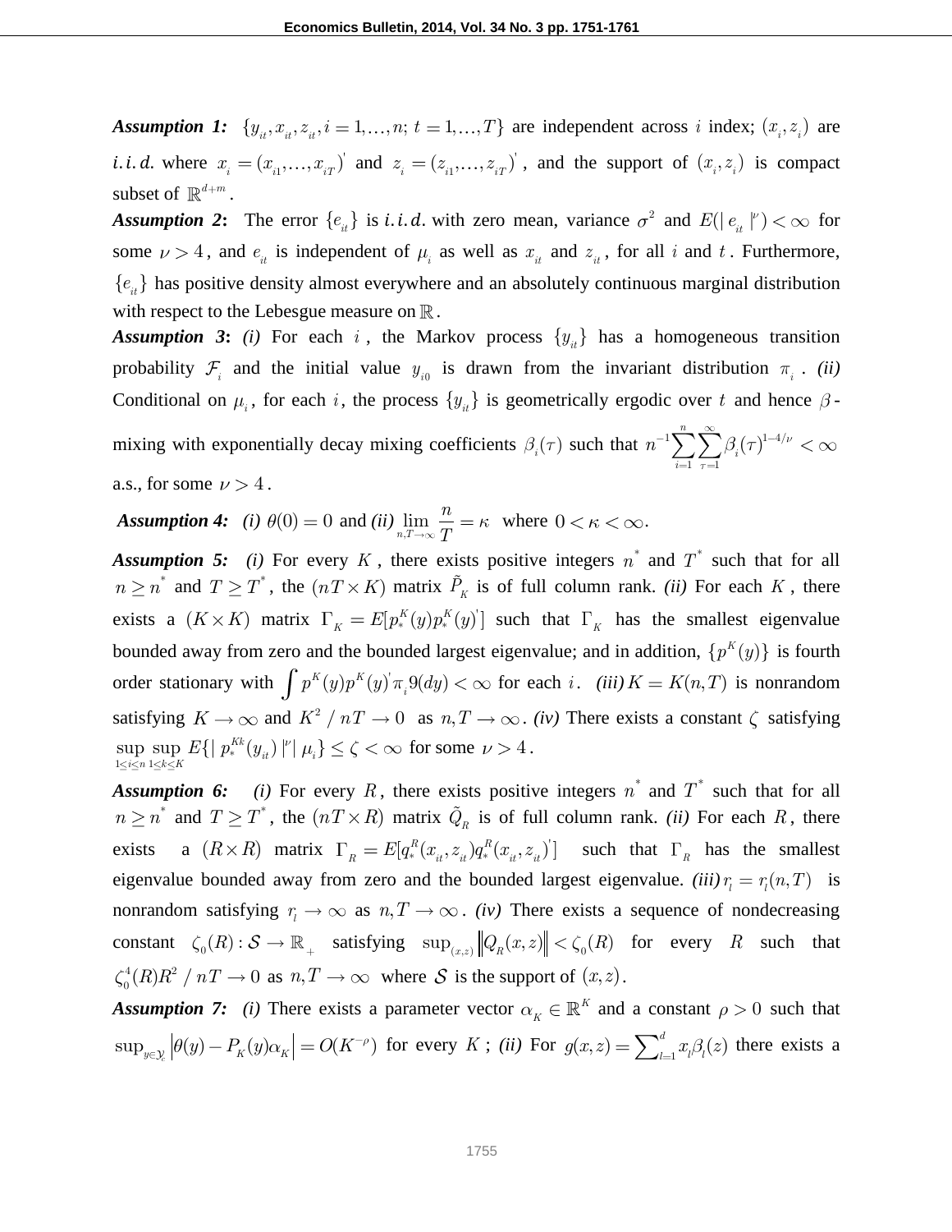***Assumption 1:*** $\{y_{it}, x_{it}, z_{it}, i = 1,\ldots,n;\ t = 1,\ldots,T\}$ are independent across $i$ index; $(x_i, z_i)$ are $i.i.d.$ where $x_i = (x_{i1},\ldots,x_{iT})'$ and $z_i = (z_{i1},\ldots,z_{iT})'$, and the support of $(x_i, z_i)$ is compact subset of $\mathbb{R}^{d+m}$.

***Assumption 2*:** The error $\{e_{it}\}$ is $i.i.d.$ with zero mean, variance $\sigma^2$ and $E(|e_{it}|^{\nu}) < \infty$ for some $\nu > 4$, and $e_{it}$ is independent of $\mu_i$ as well as $x_{it}$ and $z_{it}$, for all $i$ and $t$. Furthermore, $\{e_{it}\}$ has positive density almost everywhere and an absolutely continuous marginal distribution with respect to the Lebesgue measure on $\mathbb{R}$.

***Assumption 3*:** *(i)* For each $i$, the Markov process $\{y_{it}\}$ has a homogeneous transition probability $\mathcal{F}_i$ and the initial value $y_{i0}$ is drawn from the invariant distribution $\pi_i$. *(ii)* Conditional on $\mu_i$, for each $i$, the process $\{y_{it}\}$ is geometrically ergodic over $t$ and hence $\beta$-mixing with exponentially decay mixing coefficients $\beta_i(\tau)$ such that $n^{-1}\sum_{i=1}^{n}\sum_{\tau=1}^{\infty}\beta_i(\tau)^{1-4/\nu} < \infty$ a.s., for some $\nu > 4$.

***Assumption 4:*** *(i)* $\theta(0) = 0$ and *(ii)* $\lim_{n,T\to\infty}\dfrac{n}{T} = \kappa$ where $0 < \kappa < \infty$.

***Assumption 5:*** *(i)* For every $K$, there exists positive integers $n^*$ and $T^*$ such that for all $n \geq n^*$ and $T \geq T^*$, the $(nT \times K)$ matrix $\tilde{P}_K$ is of full column rank. *(ii)* For each $K$, there exists a $(K \times K)$ matrix $\Gamma_K = E[p_*^K(y)p_*^K(y)']$ such that $\Gamma_K$ has the smallest eigenvalue bounded away from zero and the bounded largest eigenvalue; and in addition, $\{p^K(y)\}$ is fourth order stationary with $\int p^K(y)p^K(y)'\pi_i 9(dy) < \infty$ for each $i$. *(iii)* $K = K(n,T)$ is nonrandom satisfying $K \to \infty$ and $K^2 / nT \to 0$ as $n, T \to \infty$. *(iv)* There exists a constant $\zeta$ satisfying $\sup_{1\leq i\leq n}\sup_{1\leq k\leq K} E\{|p_*^{Kk}(y_{it})|^{\nu}|\mu_i\} \leq \zeta < \infty$ for some $\nu > 4$.

***Assumption 6:*** *(i)* For every $R$, there exists positive integers $n^*$ and $T^*$ such that for all $n \geq n^*$ and $T \geq T^*$, the $(nT \times R)$ matrix $\tilde{Q}_R$ is of full column rank. *(ii)* For each $R$, there exists a $(R \times R)$ matrix $\Gamma_R = E[q_*^R(x_{it}, z_{it})q_*^R(x_{it}, z_{it})']$ such that $\Gamma_R$ has the smallest eigenvalue bounded away from zero and the bounded largest eigenvalue. *(iii)* $r_l = r_l(n,T)$ is nonrandom satisfying $r_l \to \infty$ as $n, T \to \infty$. *(iv)* There exists a sequence of nondecreasing constant $\zeta_0(R): \mathcal{S} \to \mathbb{R}_+$ satisfying $\sup_{(x,z)}\left\|Q_R(x,z)\right\| < \zeta_0(R)$ for every $R$ such that $\zeta_0^4(R)R^2 / nT \to 0$ as $n, T \to \infty$ where $\mathcal{S}$ is the support of $(x,z)$.

***Assumption 7:*** *(i)* There exists a parameter vector $\alpha_K \in \mathbb{R}^K$ and a constant $\rho > 0$ such that $\sup_{y\in\mathcal{Y}_c}\left|\theta(y) - P_K(y)\alpha_K\right| = O(K^{-\rho})$ for every $K$; *(ii)* For $g(x,z) = \sum_{l=1}^{d} x_l\beta_l(z)$ there exists a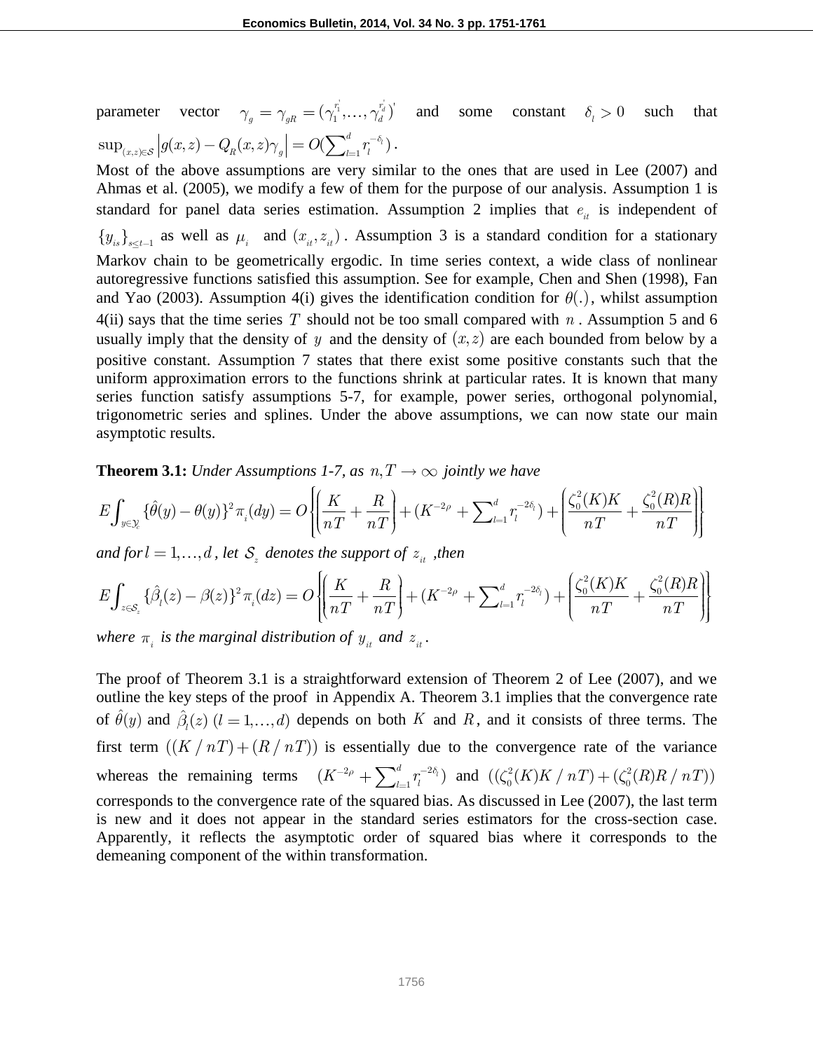parameter vector $\gamma_g = \gamma_{gR} = (\gamma_1^{r_1'}, \ldots, \gamma_d^{r_d'})'$ and some constant $\delta_l > 0$ such that $\sup_{(x,z)\in\mathcal{S}} \left| g(x,z) - Q_R(x,z)\gamma_g \right| = O(\sum_{l=1}^{d} r_l^{-\delta_l})$.

Most of the above assumptions are very similar to the ones that are used in Lee (2007) and Ahmas et al. (2005), we modify a few of them for the purpose of our analysis. Assumption 1 is standard for panel data series estimation. Assumption 2 implies that $e_{it}$ is independent of $\{y_{is}\}_{s\le t-1}$ as well as $\mu_i$ and $(x_{it}, z_{it})$. Assumption 3 is a standard condition for a stationary Markov chain to be geometrically ergodic. In time series context, a wide class of nonlinear autoregressive functions satisfied this assumption. See for example, Chen and Shen (1998), Fan and Yao (2003). Assumption 4(i) gives the identification condition for $\theta(.)$, whilst assumption 4(ii) says that the time series $T$ should not be too small compared with $n$. Assumption 5 and 6 usually imply that the density of $y$ and the density of $(x,z)$ are each bounded from below by a positive constant. Assumption 7 states that there exist some positive constants such that the uniform approximation errors to the functions shrink at particular rates. It is known that many series function satisfy assumptions 5-7, for example, power series, orthogonal polynomial, trigonometric series and splines. Under the above assumptions, we can now state our main asymptotic results.

**Theorem 3.1:** *Under Assumptions 1-7, as $n, T \to \infty$ jointly we have*

$$E\int_{y\in\mathcal{Y}_c} \{\hat{\theta}(y) - \theta(y)\}^2 \pi_i(dy) = O\left\{ \left( \frac{K}{nT} + \frac{R}{nT} \right) + (K^{-2\rho} + \sum_{l=1}^{d} r_l^{-2\delta_l}) + \left( \frac{\zeta_0^2(K)K}{nT} + \frac{\zeta_0^2(R)R}{nT} \right) \right\}$$

*and for $l = 1, \ldots, d$, let $\mathcal{S}_z$ denotes the support of $z_{it}$ ,then*

$$E\int_{z\in\mathcal{S}_z} \{\hat{\beta}_l(z) - \beta(z)\}^2 \pi_i(dz) = O\left\{ \left( \frac{K}{nT} + \frac{R}{nT} \right) + (K^{-2\rho} + \sum_{l=1}^{d} r_l^{-2\delta_l}) + \left( \frac{\zeta_0^2(K)K}{nT} + \frac{\zeta_0^2(R)R}{nT} \right) \right\}$$

*where $\pi_i$ is the marginal distribution of $y_{it}$ and $z_{it}$.*

The proof of Theorem 3.1 is a straightforward extension of Theorem 2 of Lee (2007), and we outline the key steps of the proof in Appendix A. Theorem 3.1 implies that the convergence rate of $\hat{\theta}(y)$ and $\hat{\beta}_l(z)$ $(l = 1, \ldots, d)$ depends on both $K$ and $R$, and it consists of three terms. The first term $((K/nT) + (R/nT))$ is essentially due to the convergence rate of the variance whereas the remaining terms $(K^{-2\rho} + \sum_{l=1}^{d} r_l^{-2\delta_l})$ and $((\zeta_0^2(K)K/nT) + (\zeta_0^2(R)R/nT))$ corresponds to the convergence rate of the squared bias. As discussed in Lee (2007), the last term is new and it does not appear in the standard series estimators for the cross-section case. Apparently, it reflects the asymptotic order of squared bias where it corresponds to the demeaning component of the within transformation.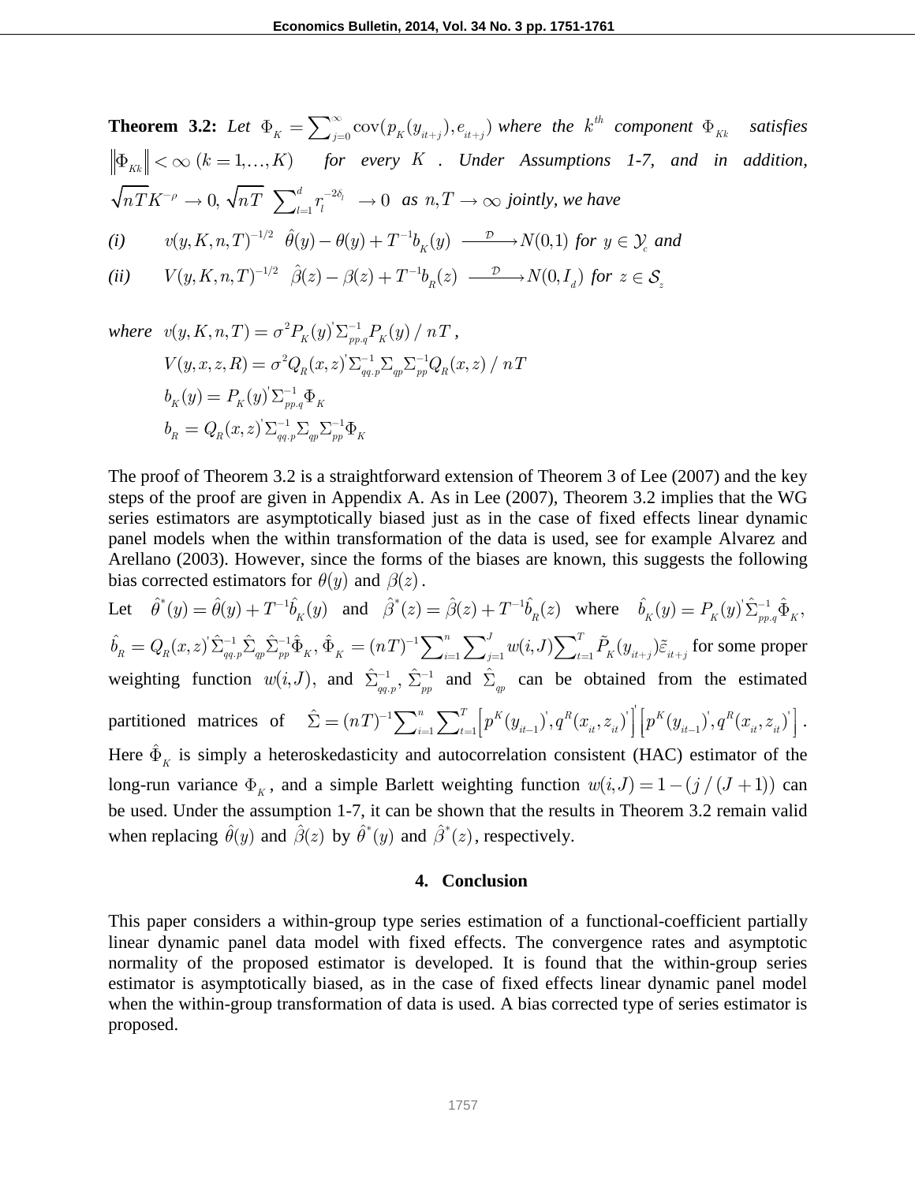**Theorem 3.2:** *Let* $\Phi_K = \sum_{j=0}^{\infty} \text{cov}(p_K(y_{it+j}), e_{it+j})$ *where the* $k^{th}$ *component* $\Phi_{Kk}$ *satisfies* $\|\Phi_{Kk}\| < \infty$ $(k = 1,\ldots,K)$ *for every* $K$ *. Under Assumptions 1-7, and in addition,* $\sqrt{nT}K^{-\rho} \to 0$, $\sqrt{nT}\ \sum_{l=1}^{d} r_l^{-2\delta_l} \to 0$ *as* $n,T \to \infty$ *jointly, we have*

*(i)* $\quad v(y,K,n,T)^{-1/2}\ \ \hat{\theta}(y) - \theta(y) + T^{-1}b_K(y) \xrightarrow{\ \mathcal{D}\ } N(0,1)$ *for* $y \in \mathcal{Y}_c$ *and*

*(ii)* $\quad V(y,K,n,T)^{-1/2}\ \ \hat{\beta}(z) - \beta(z) + T^{-1}b_R(z) \xrightarrow{\ \mathcal{D}\ } N(0,I_d)$ *for* $z \in \mathcal{S}_z$

*where* $v(y,K,n,T) = \sigma^2 P_K(y)^{'}\Sigma_{pp.q}^{-1}P_K(y) / nT$ ,

$$V(y,x,z,R) = \sigma^2 Q_R(x,z)^{'}\Sigma_{qq.p}^{-1}\Sigma_{qp}\Sigma_{pp}^{-1}Q_R(x,z) / nT$$

$$b_K(y) = P_K(y)^{'}\Sigma_{pp.q}^{-1}\Phi_K$$

$$b_R = Q_R(x,z)^{'}\Sigma_{qq.p}^{-1}\Sigma_{qp}\Sigma_{pp}^{-1}\Phi_K$$

The proof of Theorem 3.2 is a straightforward extension of Theorem 3 of Lee (2007) and the key steps of the proof are given in Appendix A. As in Lee (2007), Theorem 3.2 implies that the WG series estimators are asymptotically biased just as in the case of fixed effects linear dynamic panel models when the within transformation of the data is used, see for example Alvarez and Arellano (2003). However, since the forms of the biases are known, this suggests the following bias corrected estimators for $\theta(y)$ and $\beta(z)$.

Let $\hat{\theta}^*(y) = \hat{\theta}(y) + T^{-1}\hat{b}_K(y)$ and $\hat{\beta}^*(z) = \hat{\beta}(z) + T^{-1}\hat{b}_R(z)$ where $\hat{b}_K(y) = P_K(y)^{'}\hat{\Sigma}_{pp.q}^{-1}\hat{\Phi}_K$, $\hat{b}_R = Q_R(x,z)^{'}\hat{\Sigma}_{qq.p}^{-1}\hat{\Sigma}_{qp}\hat{\Sigma}_{pp}^{-1}\hat{\Phi}_K$, $\hat{\Phi}_K = (nT)^{-1}\sum_{i=1}^{n}\sum_{j=1}^{J} w(i,J)\sum_{t=1}^{T}\tilde{P}_K(y_{it+j})\tilde{\varepsilon}_{it+j}$ for some proper weighting function $w(i,J)$, and $\hat{\Sigma}_{qq.p}^{-1}$, $\hat{\Sigma}_{pp}^{-1}$ and $\hat{\Sigma}_{qp}$ can be obtained from the estimated partitioned matrices of $\hat{\Sigma} = (nT)^{-1}\sum_{i=1}^{n}\sum_{t=1}^{T}\left[p^K(y_{it-1})^{'}, q^R(x_{it},z_{it})^{'}\right]^{'}\left[p^K(y_{it-1})^{'}, q^R(x_{it},z_{it})^{'}\right]$. Here $\hat{\Phi}_K$ is simply a heteroskedasticity and autocorrelation consistent (HAC) estimator of the long-run variance $\Phi_K$, and a simple Barlett weighting function $w(i,J) = 1 - (j / (J+1))$ can be used. Under the assumption 1-7, it can be shown that the results in Theorem 3.2 remain valid when replacing $\hat{\theta}(y)$ and $\hat{\beta}(z)$ by $\hat{\theta}^*(y)$ and $\hat{\beta}^*(z)$, respectively.

## 4. Conclusion

This paper considers a within-group type series estimation of a functional-coefficient partially linear dynamic panel data model with fixed effects. The convergence rates and asymptotic normality of the proposed estimator is developed. It is found that the within-group series estimator is asymptotically biased, as in the case of fixed effects linear dynamic panel model when the within-group transformation of data is used. A bias corrected type of series estimator is proposed.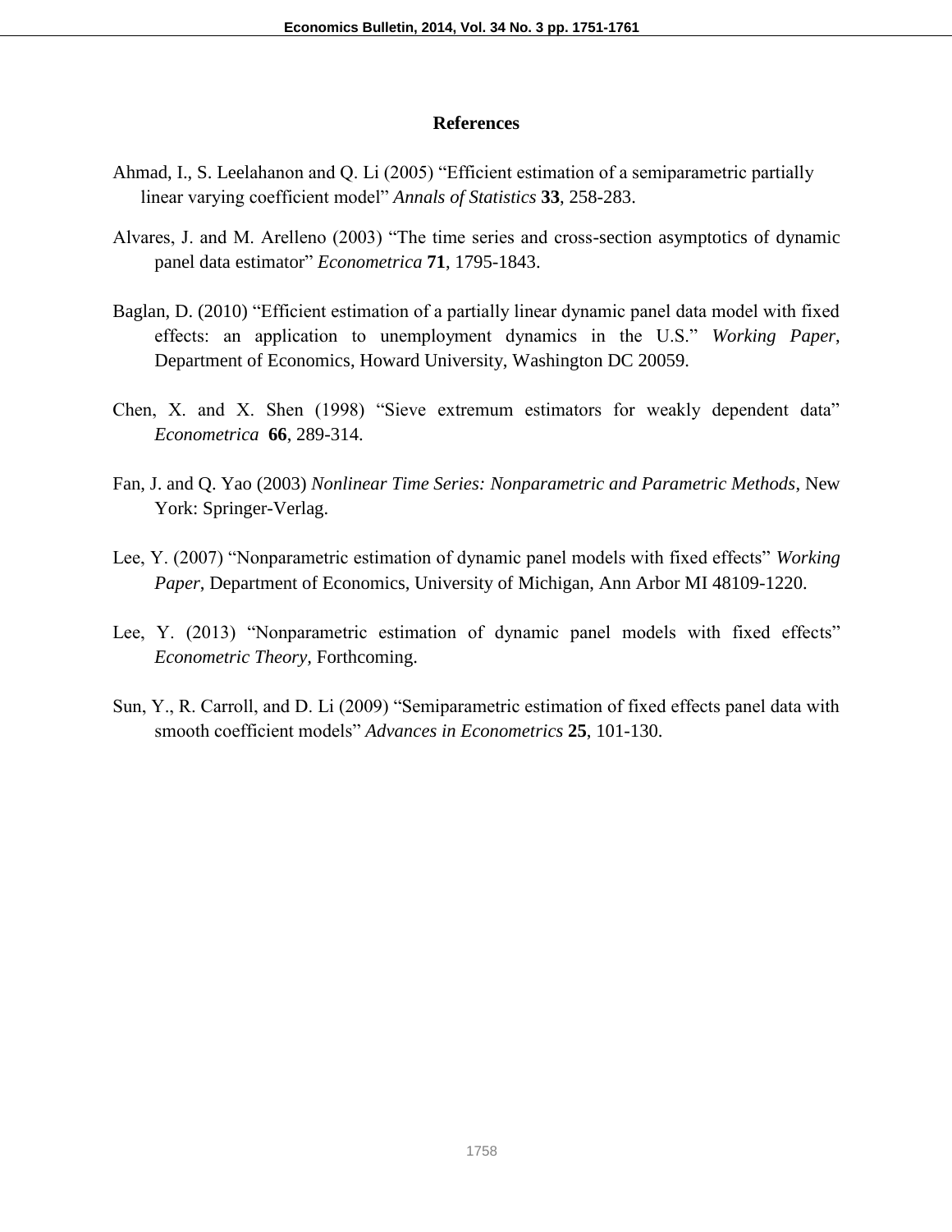## References

Ahmad, I., S. Leelahanon and Q. Li (2005) "Efficient estimation of a semiparametric partially linear varying coefficient model" *Annals of Statistics* **33**, 258-283.

Alvares, J. and M. Arelleno (2003) "The time series and cross-section asymptotics of dynamic panel data estimator" *Econometrica* **71**, 1795-1843.

Baglan, D. (2010) "Efficient estimation of a partially linear dynamic panel data model with fixed effects: an application to unemployment dynamics in the U.S." *Working Paper*, Department of Economics, Howard University, Washington DC 20059.

Chen, X. and X. Shen (1998) "Sieve extremum estimators for weakly dependent data" *Econometrica* **66**, 289-314.

Fan, J. and Q. Yao (2003) *Nonlinear Time Series: Nonparametric and Parametric Methods*, New York: Springer-Verlag.

Lee, Y. (2007) "Nonparametric estimation of dynamic panel models with fixed effects" *Working Paper*, Department of Economics, University of Michigan, Ann Arbor MI 48109-1220.

Lee, Y. (2013) "Nonparametric estimation of dynamic panel models with fixed effects" *Econometric Theory,* Forthcoming.

Sun, Y., R. Carroll, and D. Li (2009) "Semiparametric estimation of fixed effects panel data with smooth coefficient models" *Advances in Econometrics* **25**, 101-130.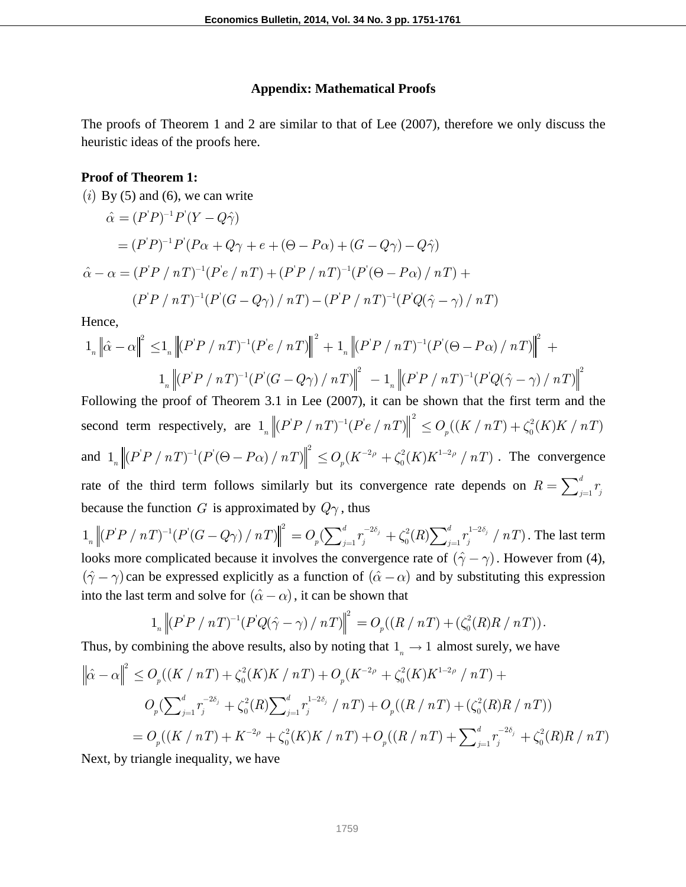**Appendix: Mathematical Proofs**

The proofs of Theorem 1 and 2 are similar to that of Lee (2007), therefore we only discuss the heuristic ideas of the proofs here.

**Proof of Theorem 1:**

$(i)$ By (5) and (6), we can write

$$\hat{\alpha} = (P'P)^{-1}P'(Y - Q\hat{\gamma})$$

$$= (P'P)^{-1}P'(P\alpha + Q\gamma + e + (\Theta - P\alpha) + (G - Q\gamma) - Q\hat{\gamma})$$

$$\hat{\alpha} - \alpha = (P'P / nT)^{-1}(P'e / nT) + (P'P / nT)^{-1}(P'(\Theta - P\alpha) / nT) +$$

$$(P'P / nT)^{-1}(P'(G - Q\gamma) / nT) - (P'P / nT)^{-1}(P'Q(\hat{\gamma} - \gamma) / nT)$$

Hence,

$$1_n \left\|\hat{\alpha} - \alpha\right\|^2 \leq 1_n \left\|(P'P / nT)^{-1}(P'e / nT)\right\|^2 + 1_n \left\|(P'P / nT)^{-1}(P'(\Theta - P\alpha) / nT)\right\|^2 +$$

$$1_n \left\|(P'P / nT)^{-1}(P'(G - Q\gamma) / nT)\right\|^2 - 1_n \left\|(P'P / nT)^{-1}(P'Q(\hat{\gamma} - \gamma) / nT)\right\|^2$$

Following the proof of Theorem 3.1 in Lee (2007), it can be shown that the first term and the second term respectively, are $1_n \left\|(P'P / nT)^{-1}(P'e / nT)\right\|^2 \leq O_p((K / nT) + \zeta_0^2(K)K / nT)$ and $1_n \left\|(P'P / nT)^{-1}(P'(\Theta - P\alpha) / nT)\right\|^2 \leq O_p(K^{-2\rho} + \zeta_0^2(K)K^{1-2\rho} / nT)$. The convergence rate of the third term follows similarly but its convergence rate depends on $R = \sum_{j=1}^{d} r_j$ because the function $G$ is approximated by $Q\gamma$, thus

$1_n \left\|(P'P / nT)^{-1}(P'(G - Q\gamma) / nT)\right\|^2 = O_p(\sum_{j=1}^{d} r_j^{-2\delta_j} + \zeta_0^2(R)\sum_{j=1}^{d} r_j^{1-2\delta_j} / nT)$. The last term looks more complicated because it involves the convergence rate of $(\hat{\gamma} - \gamma)$. However from (4), $(\hat{\gamma} - \gamma)$ can be expressed explicitly as a function of $(\hat{\alpha} - \alpha)$ and by substituting this expression into the last term and solve for $(\hat{\alpha} - \alpha)$, it can be shown that

$$1_n \left\|(P'P / nT)^{-1}(P'Q(\hat{\gamma} - \gamma) / nT)\right\|^2 = O_p((R / nT) + (\zeta_0^2(R)R / nT)).$$

Thus, by combining the above results, also by noting that $1_n \to 1$ almost surely, we have

$$\left\|\hat{\alpha} - \alpha\right\|^2 \leq O_p((K / nT) + \zeta_0^2(K)K / nT) + O_p(K^{-2\rho} + \zeta_0^2(K)K^{1-2\rho} / nT) +$$

$$O_p(\sum_{j=1}^{d} r_j^{-2\delta_j} + \zeta_0^2(R)\sum_{j=1}^{d} r_j^{1-2\delta_j} / nT) + O_p((R / nT) + (\zeta_0^2(R)R / nT))$$

$$= O_p((K / nT) + K^{-2\rho} + \zeta_0^2(K)K / nT) + O_p((R / nT) + \sum_{j=1}^{d} r_j^{-2\delta_j} + \zeta_0^2(R)R / nT)$$

Next, by triangle inequality, we have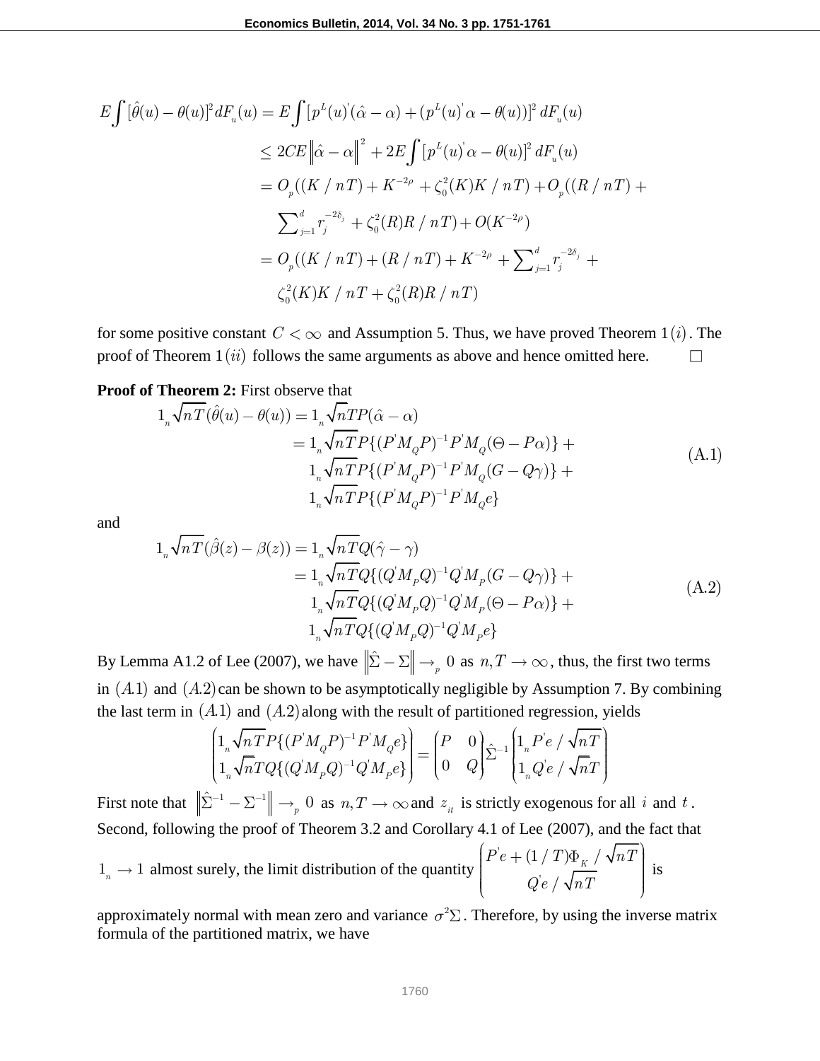$$
\begin{aligned}
E\int[\hat{\theta}(u)-\theta(u)]^2 dF_u(u) &= E\int[p^L(u)'(\hat{\alpha}-\alpha)+(p^L(u)'\alpha-\theta(u))]^2 dF_u(u) \\
&\le 2CE\left\|\hat{\alpha}-\alpha\right\|^2+2E\int[p^L(u)'\alpha-\theta(u)]^2 dF_u(u) \\
&= O_p((K/nT)+K^{-2\rho}+\zeta_0^2(K)K/nT)+O_p((R/nT)+ \\
&\quad \sum\nolimits_{j=1}^{d} r_j^{-2\delta_j}+\zeta_0^2(R)R/nT)+O(K^{-2\rho}) \\
&= O_p((K/nT)+(R/nT)+K^{-2\rho}+\sum\nolimits_{j=1}^{d} r_j^{-2\delta_j}+ \\
&\quad \zeta_0^2(K)K/nT+\zeta_0^2(R)R/nT)
\end{aligned}
$$

for some positive constant $C<\infty$ and Assumption 5. Thus, we have proved Theorem $1(i)$. The proof of Theorem $1(ii)$ follows the same arguments as above and hence omitted here. □

**Proof of Theorem 2:** First observe that

$$
\begin{aligned}
1_n\sqrt{nT}(\hat{\theta}(u)-\theta(u)) &= 1_n\sqrt{n}TP(\hat{\alpha}-\alpha) \\
&= 1_n\sqrt{nT}P\{(P'M_QP)^{-1}P'M_Q(\Theta-P\alpha)\}+ \\
&\quad 1_n\sqrt{nT}P\{(P'M_QP)^{-1}P'M_Q(G-Q\gamma)\}+ \\
&\quad 1_n\sqrt{nT}P\{(P'M_QP)^{-1}P'M_Qe\}
\end{aligned} \tag{A.1}
$$

and

$$
\begin{aligned}
1_n\sqrt{nT}(\hat{\beta}(z)-\beta(z)) &= 1_n\sqrt{nT}Q(\hat{\gamma}-\gamma) \\
&= 1_n\sqrt{nT}Q\{(Q'M_PQ)^{-1}Q'M_P(G-Q\gamma)\}+ \\
&\quad 1_n\sqrt{nT}Q\{(Q'M_PQ)^{-1}Q'M_P(\Theta-P\alpha)\}+ \\
&\quad 1_n\sqrt{nT}Q\{(Q'M_PQ)^{-1}Q'M_Pe\}
\end{aligned} \tag{A.2}
$$

By Lemma A1.2 of Lee (2007), we have $\left\|\hat{\Sigma}-\Sigma\right\|\rightarrow_p 0$ as $n,T\rightarrow\infty$, thus, the first two terms in $(A.1)$ and $(A.2)$ can be shown to be asymptotically negligible by Assumption 7. By combining the last term in $(A.1)$ and $(A.2)$ along with the result of partitioned regression, yields

$$
\begin{pmatrix} 1_n\sqrt{nT}P\{(P'M_QP)^{-1}P'M_Qe\} \\ 1_n\sqrt{nT}Q\{(Q'M_PQ)^{-1}Q'M_Pe\} \end{pmatrix} = \begin{pmatrix} P & 0 \\ 0 & Q \end{pmatrix}\hat{\Sigma}^{-1}\begin{pmatrix} 1_nP'e/\sqrt{nT} \\ 1_nQ'e/\sqrt{nT} \end{pmatrix}
$$

First note that $\left\|\hat{\Sigma}^{-1}-\Sigma^{-1}\right\|\rightarrow_p 0$ as $n,T\rightarrow\infty$ and $z_{it}$ is strictly exogenous for all $i$ and $t$. Second, following the proof of Theorem 3.2 and Corollary 4.1 of Lee (2007), and the fact that $1_n\rightarrow 1$ almost surely, the limit distribution of the quantity $\begin{pmatrix} P'e+(1/T)\Phi_K/\sqrt{nT} \\ Q'e/\sqrt{nT} \end{pmatrix}$ is approximately normal with mean zero and variance $\sigma^2\Sigma$. Therefore, by using the inverse matrix formula of the partitioned matrix, we have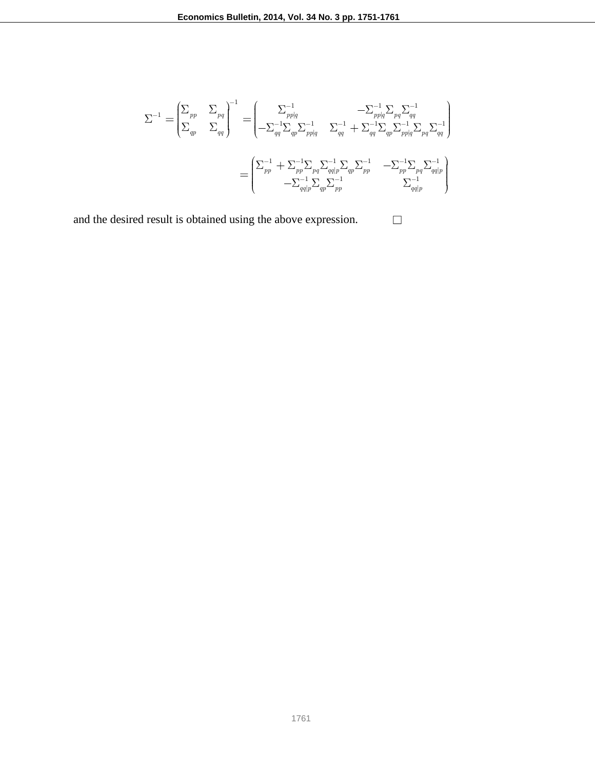$$
\Sigma^{-1} = \begin{pmatrix} \Sigma_{pp} & \Sigma_{pq} \\ \Sigma_{qp} & \Sigma_{qq} \end{pmatrix}^{-1} = \begin{pmatrix} \Sigma_{pp|q}^{-1} & -\Sigma_{pp|q}^{-1}\Sigma_{pq}\Sigma_{qq}^{-1} \\ -\Sigma_{qq}^{-1}\Sigma_{qp}\Sigma_{pp|q}^{-1} & \Sigma_{qq}^{-1} + \Sigma_{qq}^{-1}\Sigma_{qp}\Sigma_{pp|q}^{-1}\Sigma_{pq}\Sigma_{qq}^{-1} \end{pmatrix}
$$

$$
= \begin{pmatrix} \Sigma_{pp}^{-1} + \Sigma_{pp}^{-1}\Sigma_{pq}\Sigma_{qq|p}^{-1}\Sigma_{qp}\Sigma_{pp}^{-1} & -\Sigma_{pp}^{-1}\Sigma_{pq}\Sigma_{qq|p}^{-1} \\ -\Sigma_{qq|p}^{-1}\Sigma_{qp}\Sigma_{pp}^{-1} & \Sigma_{qq|p}^{-1} \end{pmatrix}
$$

and the desired result is obtained using the above expression. □